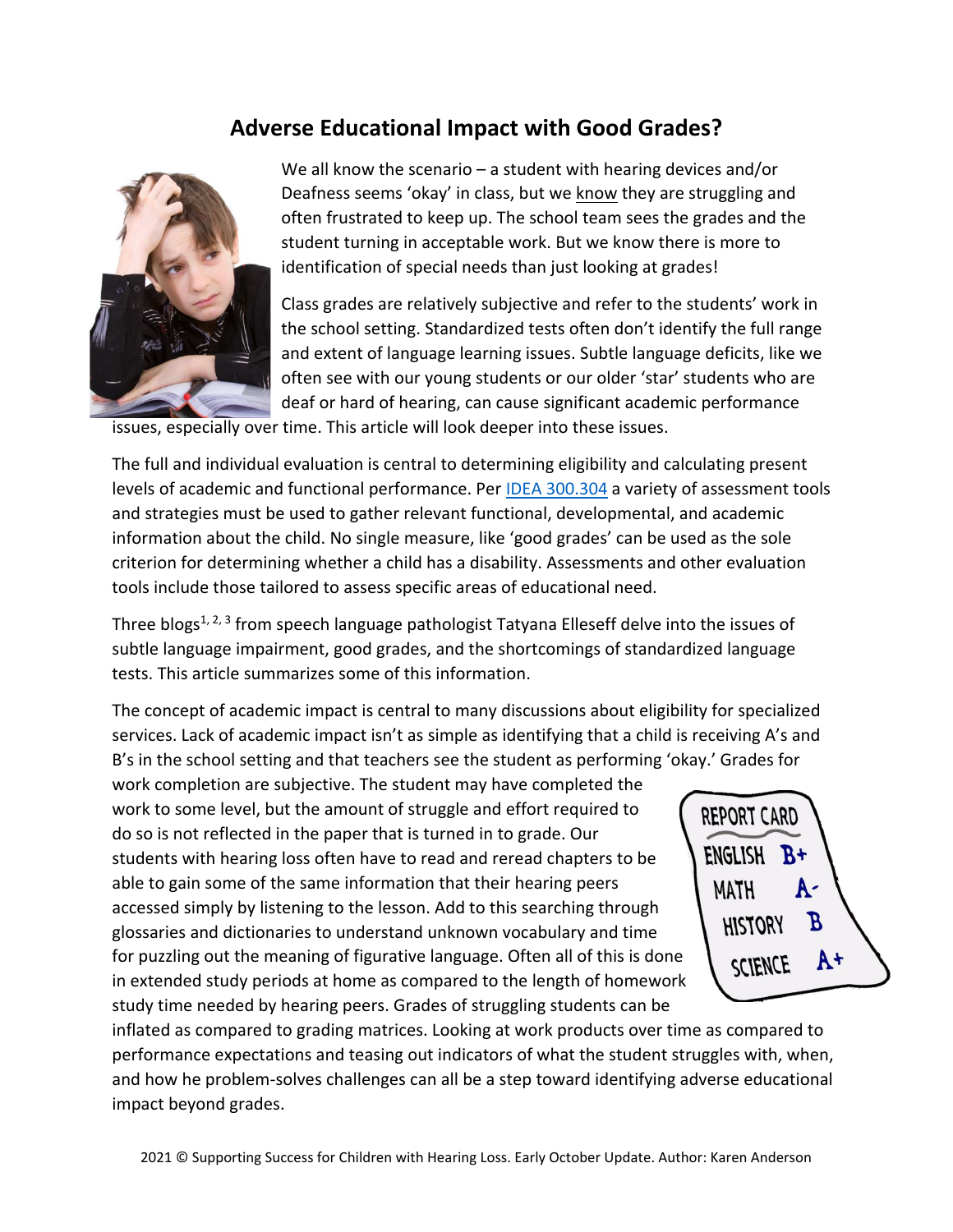# Adverse Educational Impact with Good Grades?

We all know the scenario – a student with hearing devices and/or Deafness seems 'okay' in class, but we know they are struggling and often frustrated to keep up. The school team sees the grades and the student turning in acceptable work. But we know there is more to identification of special needs than just looking at grades!

Class grades are relatively subjective and refer to the students' work in the school setting. Standardized tests often don't identify the full range and extent of language learning issues. Subtle language deficits, like we often see with our young students or our older 'star' students who are deaf or hard of hearing, can cause significant academic performance issues, especially over time. This article will look deeper into these issues.

The full and individual evaluation is central to determining eligibility and calculating present levels of academic and functional performance. Per IDEA 300.304 a variety of assessment tools and strategies must be used to gather relevant functional, developmental, and academic information about the child. No single measure, like 'good grades' can be used as the sole criterion for determining whether a child has a disability. Assessments and other evaluation tools include those tailored to assess specific areas of educational need.

Three blogs[1, 2, 3] from speech language pathologist Tatyana Elleseff delve into the issues of subtle language impairment, good grades, and the shortcomings of standardized language tests. This article summarizes some of this information.

The concept of academic impact is central to many discussions about eligibility for specialized services. Lack of academic impact isn't as simple as identifying that a child is receiving A's and B's in the school setting and that teachers see the student as performing 'okay.' Grades for work completion are subjective. The student may have completed the work to some level, but the amount of struggle and effort required to do so is not reflected in the paper that is turned in to grade. Our students with hearing loss often have to read and reread chapters to be able to gain some of the same information that their hearing peers accessed simply by listening to the lesson. Add to this searching through glossaries and dictionaries to understand unknown vocabulary and time for puzzling out the meaning of figurative language. Often all of this is done in extended study periods at home as compared to the length of homework study time needed by hearing peers. Grades of struggling students can be inflated as compared to grading matrices. Looking at work products over time as compared to performance expectations and teasing out indicators of what the student struggles with, when, and how he problem-solves challenges can all be a step toward identifying adverse educational impact beyond grades.

2021 © Supporting Success for Children with Hearing Loss. Early October Update. Author: Karen Anderson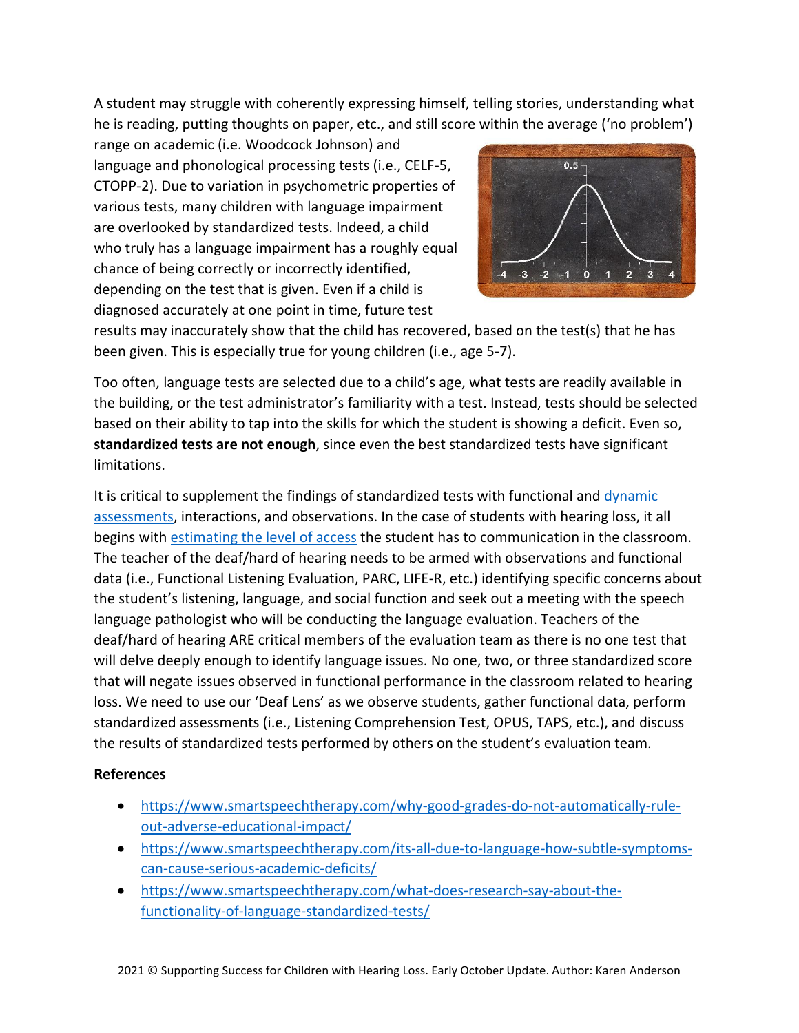A student may struggle with coherently expressing himself, telling stories, understanding what he is reading, putting thoughts on paper, etc., and still score within the average ('no problem') range on academic (i.e. Woodcock Johnson) and language and phonological processing tests (i.e., CELF-5, CTOPP-2). Due to variation in psychometric properties of various tests, many children with language impairment are overlooked by standardized tests. Indeed, a child who truly has a language impairment has a roughly equal chance of being correctly or incorrectly identified, depending on the test that is given. Even if a child is diagnosed accurately at one point in time, future test results may inaccurately show that the child has recovered, based on the test(s) that he has been given. This is especially true for young children (i.e., age 5-7).

0.5

-4 -3 -2 -1 0 1 2 3 4

Too often, language tests are selected due to a child's age, what tests are readily available in the building, or the test administrator's familiarity with a test. Instead, tests should be selected based on their ability to tap into the skills for which the student is showing a deficit. Even so, **standardized tests are not enough**, since even the best standardized tests have significant limitations.

It is critical to supplement the findings of standardized tests with functional and dynamic assessments, interactions, and observations. In the case of students with hearing loss, it all begins with estimating the level of access the student has to communication in the classroom. The teacher of the deaf/hard of hearing needs to be armed with observations and functional data (i.e., Functional Listening Evaluation, PARC, LIFE-R, etc.) identifying specific concerns about the student's listening, language, and social function and seek out a meeting with the speech language pathologist who will be conducting the language evaluation. Teachers of the deaf/hard of hearing ARE critical members of the evaluation team as there is no one test that will delve deeply enough to identify language issues. No one, two, or three standardized score that will negate issues observed in functional performance in the classroom related to hearing loss. We need to use our 'Deaf Lens' as we observe students, gather functional data, perform standardized assessments (i.e., Listening Comprehension Test, OPUS, TAPS, etc.), and discuss the results of standardized tests performed by others on the student's evaluation team.

**References**

- https://www.smartspeechtherapy.com/why-good-grades-do-not-automatically-rule-out-adverse-educational-impact/
- https://www.smartspeechtherapy.com/its-all-due-to-language-how-subtle-symptoms-can-cause-serious-academic-deficits/
- https://www.smartspeechtherapy.com/what-does-research-say-about-the-functionality-of-language-standardized-tests/

2021 © Supporting Success for Children with Hearing Loss. Early October Update. Author: Karen Anderson